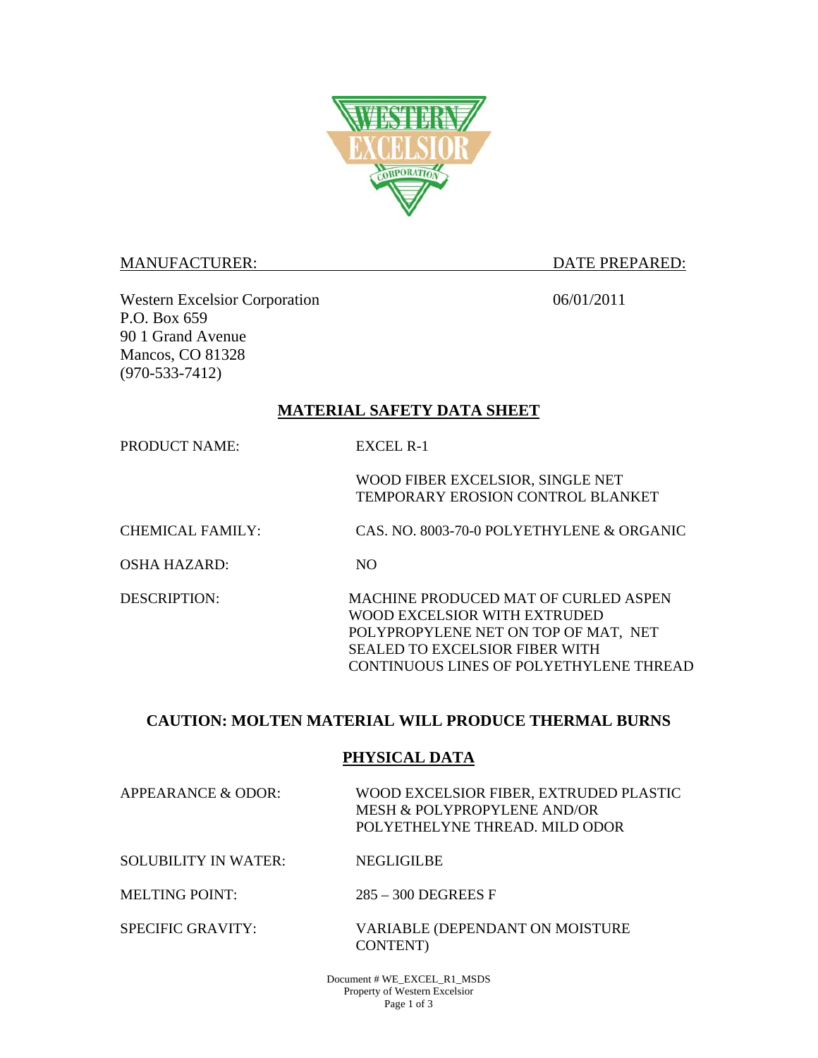MANUFACTURER: DATE PREPARED:

Western Excelsior Corporation
P.O. Box 659
90 1 Grand Avenue
Mancos, CO 81328
(970-533-7412)

06/01/2011

## MATERIAL SAFETY DATA SHEET

PRODUCT NAME: EXCEL R-1

WOOD FIBER EXCELSIOR, SINGLE NET TEMPORARY EROSION CONTROL BLANKET

CHEMICAL FAMILY: CAS. NO. 8003-70-0 POLYETHYLENE & ORGANIC

OSHA HAZARD: NO

DESCRIPTION: MACHINE PRODUCED MAT OF CURLED ASPEN WOOD EXCELSIOR WITH EXTRUDED POLYPROPYLENE NET ON TOP OF MAT, NET SEALED TO EXCELSIOR FIBER WITH CONTINUOUS LINES OF POLYETHYLENE THREAD

**CAUTION: MOLTEN MATERIAL WILL PRODUCE THERMAL BURNS**

## PHYSICAL DATA

APPEARANCE & ODOR: WOOD EXCELSIOR FIBER, EXTRUDED PLASTIC MESH & POLYPROPYLENE AND/OR POLYETHELYNE THREAD. MILD ODOR

SOLUBILITY IN WATER: NEGLIGILBE

MELTING POINT: 285 – 300 DEGREES F

SPECIFIC GRAVITY: VARIABLE (DEPENDANT ON MOISTURE CONTENT)

Document # WE_EXCEL_R1_MSDS
Property of Western Excelsior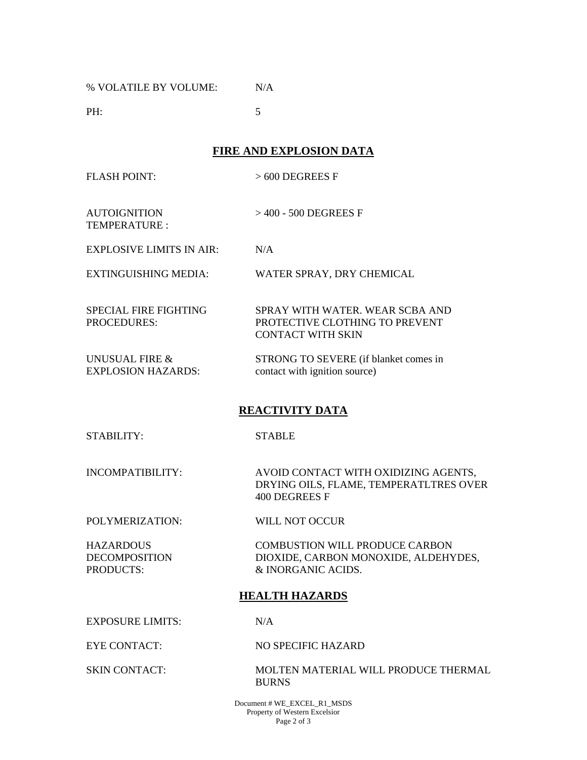% VOLATILE BY VOLUME: N/A

PH: 5

## FIRE AND EXPLOSION DATA

| | |
|---|---|
| FLASH POINT: | > 600 DEGREES F |
| AUTOIGNITION TEMPERATURE : | > 400 - 500 DEGREES F |
| EXPLOSIVE LIMITS IN AIR: | N/A |
| EXTINGUISHING MEDIA: | WATER SPRAY, DRY CHEMICAL |
| SPECIAL FIRE FIGHTING PROCEDURES: | SPRAY WITH WATER. WEAR SCBA AND PROTECTIVE CLOTHING TO PREVENT CONTACT WITH SKIN |
| UNUSUAL FIRE & EXPLOSION HAZARDS: | STRONG TO SEVERE (if blanket comes in contact with ignition source) |

## REACTIVITY DATA

| | |
|---|---|
| STABILITY: | STABLE |
| INCOMPATIBILITY: | AVOID CONTACT WITH OXIDIZING AGENTS, DRYING OILS, FLAME, TEMPERATLTRES OVER 400 DEGREES F |
| POLYMERIZATION: | WILL NOT OCCUR |
| HAZARDOUS DECOMPOSITION PRODUCTS: | COMBUSTION WILL PRODUCE CARBON DIOXIDE, CARBON MONOXIDE, ALDEHYDES, & INORGANIC ACIDS. |

## HEALTH HAZARDS

| | |
|---|---|
| EXPOSURE LIMITS: | N/A |
| EYE CONTACT: | NO SPECIFIC HAZARD |
| SKIN CONTACT: | MOLTEN MATERIAL WILL PRODUCE THERMAL BURNS |

Document # WE_EXCEL_R1_MSDS
Property of Western Excelsior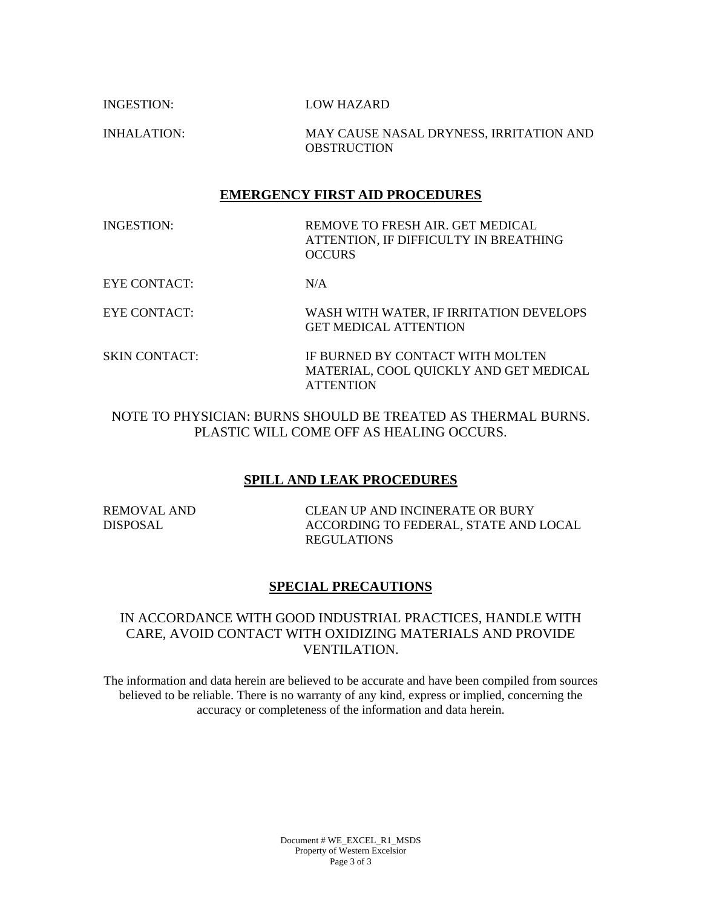INGESTION: LOW HAZARD

INHALATION: MAY CAUSE NASAL DRYNESS, IRRITATION AND OBSTRUCTION

## EMERGENCY FIRST AID PROCEDURES

INGESTION: REMOVE TO FRESH AIR. GET MEDICAL ATTENTION, IF DIFFICULTY IN BREATHING OCCURS

EYE CONTACT: N/A

EYE CONTACT: WASH WITH WATER, IF IRRITATION DEVELOPS GET MEDICAL ATTENTION

SKIN CONTACT: IF BURNED BY CONTACT WITH MOLTEN MATERIAL, COOL QUICKLY AND GET MEDICAL ATTENTION

NOTE TO PHYSICIAN: BURNS SHOULD BE TREATED AS THERMAL BURNS. PLASTIC WILL COME OFF AS HEALING OCCURS.

## SPILL AND LEAK PROCEDURES

REMOVAL AND DISPOSAL: CLEAN UP AND INCINERATE OR BURY ACCORDING TO FEDERAL, STATE AND LOCAL REGULATIONS

## SPECIAL PRECAUTIONS

IN ACCORDANCE WITH GOOD INDUSTRIAL PRACTICES, HANDLE WITH CARE, AVOID CONTACT WITH OXIDIZING MATERIALS AND PROVIDE VENTILATION.

The information and data herein are believed to be accurate and have been compiled from sources believed to be reliable. There is no warranty of any kind, express or implied, concerning the accuracy or completeness of the information and data herein.

Document # WE_EXCEL_R1_MSDS
Property of Western Excelsior